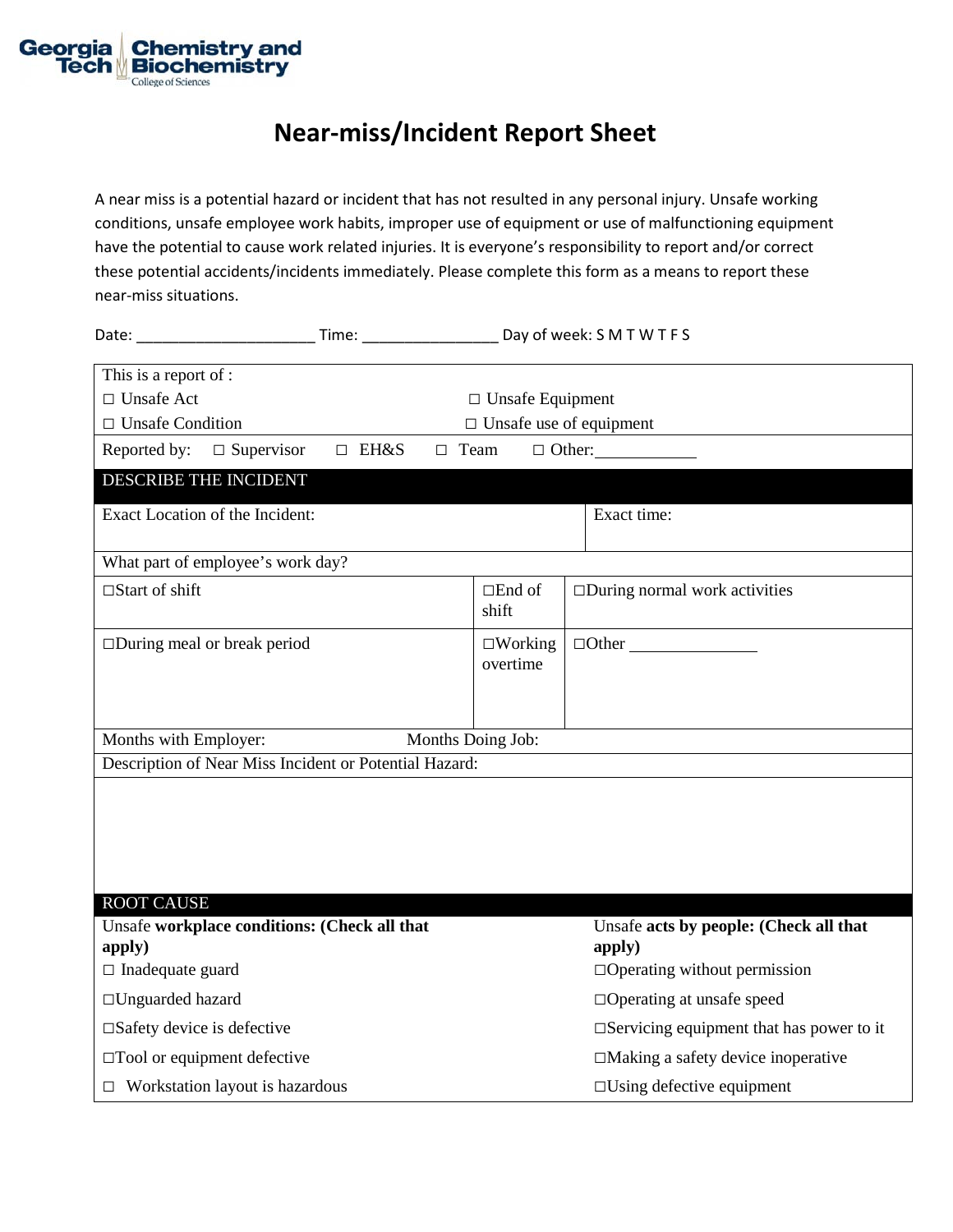Georgia Tech Chemistry and Biochemistry
College of Sciences

# Near-miss/Incident Report Sheet

A near miss is a potential hazard or incident that has not resulted in any personal injury. Unsafe working conditions, unsafe employee work habits, improper use of equipment or use of malfunctioning equipment have the potential to cause work related injuries. It is everyone's responsibility to report and/or correct these potential accidents/incidents immediately. Please complete this form as a means to report these near-miss situations.

Date: ____________________ Time: _______________ Day of week: S M T W T F S

| This is a report of : | |
|---|---|
| □ Unsafe Act | □ Unsafe Equipment |
| □ Unsafe Condition | □ Unsafe use of equipment |

Reported by: □ Supervisor □ EH&S □ Team □ Other:___________

## DESCRIBE THE INCIDENT

| Exact Location of the Incident: | Exact time: |
|---|---|

What part of employee's work day?

| | | |
|---|---|---|
| □Start of shift | □End of shift | □During normal work activities |
| □During meal or break period | □Working overtime | □Other _____________ |

Months with Employer: Months Doing Job:

Description of Near Miss Incident or Potential Hazard:

## ROOT CAUSE

| Unsafe **workplace conditions: (Check all that apply)** | Unsafe **acts by people: (Check all that apply)** |
|---|---|
| □ Inadequate guard | □Operating without permission |
| □Unguarded hazard | □Operating at unsafe speed |
| □Safety device is defective | □Servicing equipment that has power to it |
| □Tool or equipment defective | □Making a safety device inoperative |
| □ Workstation layout is hazardous | □Using defective equipment |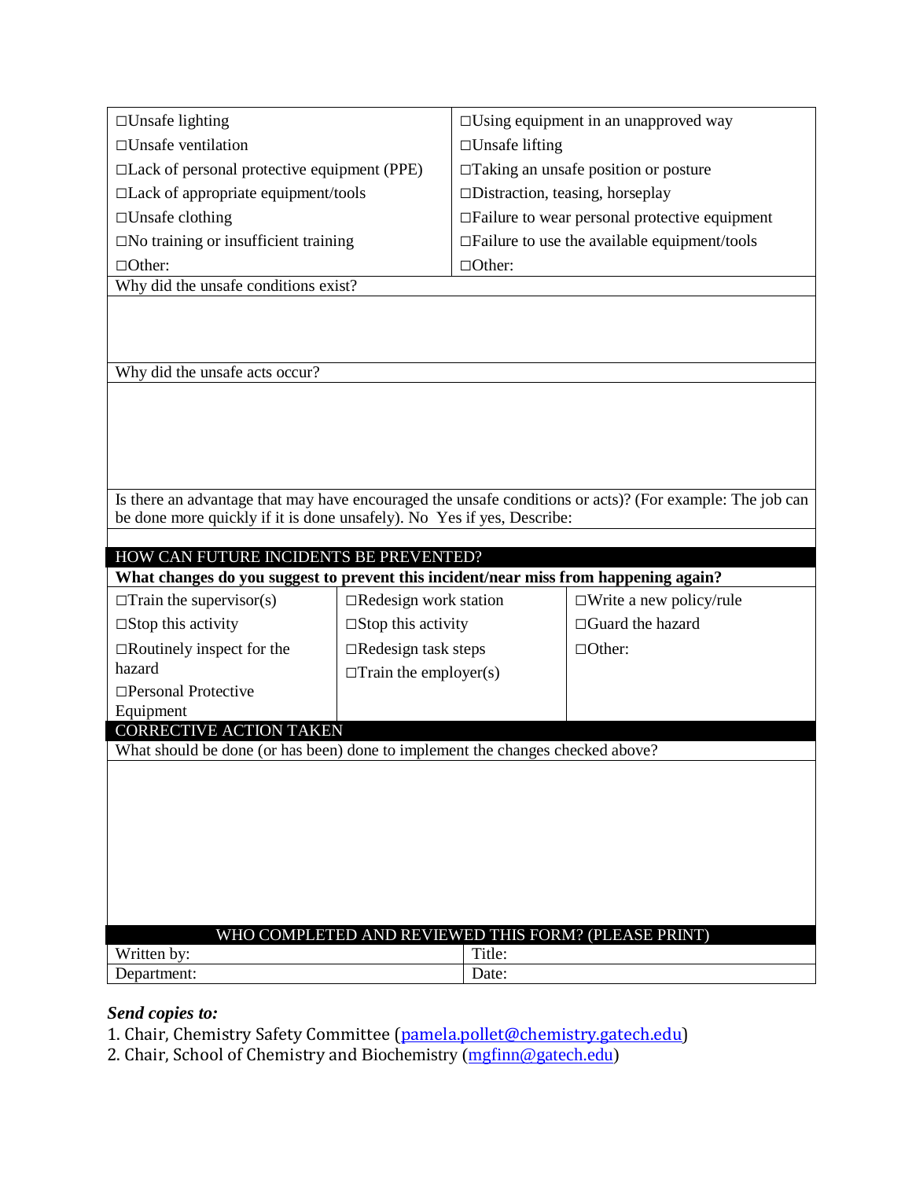| | |
|---|---|
| ☐Unsafe lighting | ☐Using equipment in an unapproved way |
| ☐Unsafe ventilation | ☐Unsafe lifting |
| ☐Lack of personal protective equipment (PPE) | ☐Taking an unsafe position or posture |
| ☐Lack of appropriate equipment/tools | ☐Distraction, teasing, horseplay |
| ☐Unsafe clothing | ☐Failure to wear personal protective equipment |
| ☐No training or insufficient training | ☐Failure to use the available equipment/tools |
| ☐Other: | ☐Other: |

Why did the unsafe conditions exist?

Why did the unsafe acts occur?

Is there an advantage that may have encouraged the unsafe conditions or acts)? (For example: The job can be done more quickly if it is done unsafely). No Yes if yes, Describe:

## HOW CAN FUTURE INCIDENTS BE PREVENTED?

**What changes do you suggest to prevent this incident/near miss from happening again?**

| | | |
|---|---|---|
| ☐Train the supervisor(s) | ☐Redesign work station | ☐Write a new policy/rule |
| ☐Stop this activity | ☐Stop this activity | ☐Guard the hazard |
| ☐Routinely inspect for the hazard | ☐Redesign task steps | ☐Other: |
| ☐Personal Protective Equipment | ☐Train the employer(s) | |

## CORRECTIVE ACTION TAKEN

What should be done (or has been) done to implement the changes checked above?

## WHO COMPLETED AND REVIEWED THIS FORM? (PLEASE PRINT)

| | |
|---|---|
| Written by: | Title: |
| Department: | Date: |

***Send copies to:***

1. Chair, Chemistry Safety Committee (pamela.pollet@chemistry.gatech.edu)
2. Chair, School of Chemistry and Biochemistry (mgfinn@gatech.edu)